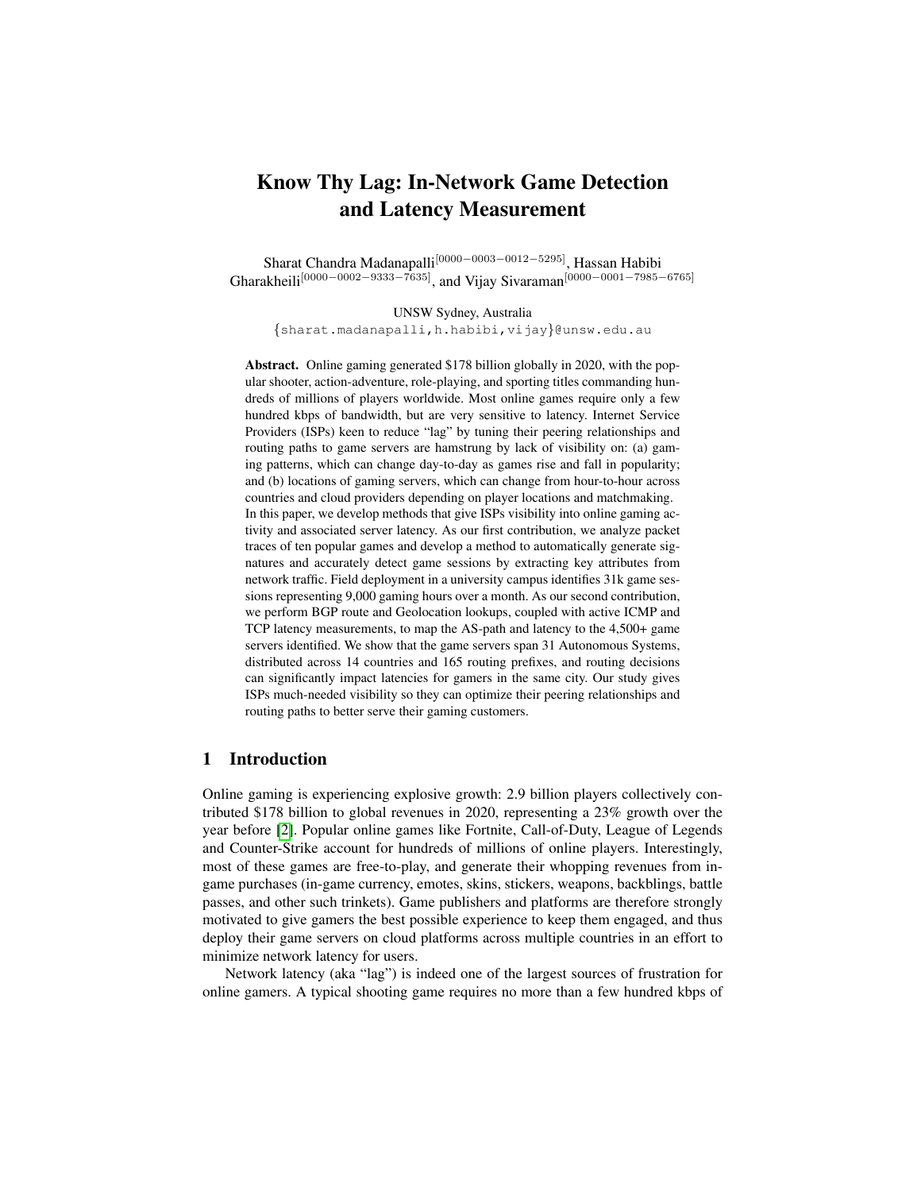# Know Thy Lag: In-Network Game Detection and Latency Measurement

Sharat Chandra Madanapalli[0000−0003−0012−5295], Hassan Habibi Gharakheili[0000−0002−9333−7635], and Vijay Sivaraman[0000−0001−7985−6765]

UNSW Sydney, Australia
{sharat.madanapalli,h.habibi,vijay}@unsw.edu.au

**Abstract.** Online gaming generated $178 billion globally in 2020, with the popular shooter, action-adventure, role-playing, and sporting titles commanding hundreds of millions of players worldwide. Most online games require only a few hundred kbps of bandwidth, but are very sensitive to latency. Internet Service Providers (ISPs) keen to reduce "lag" by tuning their peering relationships and routing paths to game servers are hamstrung by lack of visibility on: (a) gaming patterns, which can change day-to-day as games rise and fall in popularity; and (b) locations of gaming servers, which can change from hour-to-hour across countries and cloud providers depending on player locations and matchmaking. In this paper, we develop methods that give ISPs visibility into online gaming activity and associated server latency. As our first contribution, we analyze packet traces of ten popular games and develop a method to automatically generate signatures and accurately detect game sessions by extracting key attributes from network traffic. Field deployment in a university campus identifies 31k game sessions representing 9,000 gaming hours over a month. As our second contribution, we perform BGP route and Geolocation lookups, coupled with active ICMP and TCP latency measurements, to map the AS-path and latency to the 4,500+ game servers identified. We show that the game servers span 31 Autonomous Systems, distributed across 14 countries and 165 routing prefixes, and routing decisions can significantly impact latencies for gamers in the same city. Our study gives ISPs much-needed visibility so they can optimize their peering relationships and routing paths to better serve their gaming customers.

## 1 Introduction

Online gaming is experiencing explosive growth: 2.9 billion players collectively contributed $178 billion to global revenues in 2020, representing a 23% growth over the year before [2]. Popular online games like Fortnite, Call-of-Duty, League of Legends and Counter-Strike account for hundreds of millions of online players. Interestingly, most of these games are free-to-play, and generate their whopping revenues from in-game purchases (in-game currency, emotes, skins, stickers, weapons, backblings, battle passes, and other such trinkets). Game publishers and platforms are therefore strongly motivated to give gamers the best possible experience to keep them engaged, and thus deploy their game servers on cloud platforms across multiple countries in an effort to minimize network latency for users.

Network latency (aka "lag") is indeed one of the largest sources of frustration for online gamers. A typical shooting game requires no more than a few hundred kbps of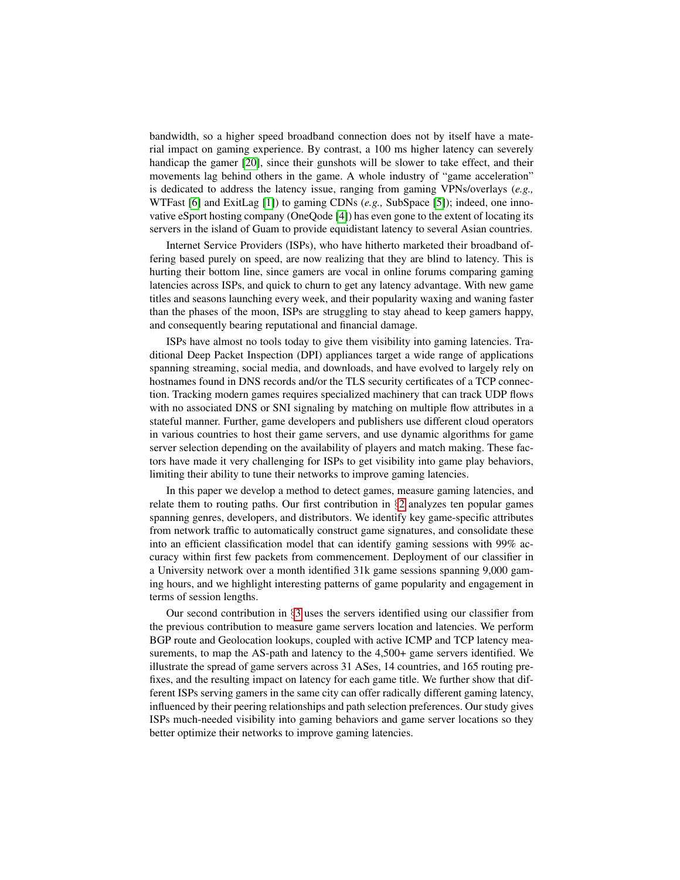bandwidth, so a higher speed broadband connection does not by itself have a material impact on gaming experience. By contrast, a 100 ms higher latency can severely handicap the gamer [20], since their gunshots will be slower to take effect, and their movements lag behind others in the game. A whole industry of "game acceleration" is dedicated to address the latency issue, ranging from gaming VPNs/overlays (*e.g.,* WTFast [6] and ExitLag [1]) to gaming CDNs (*e.g.,* SubSpace [5]); indeed, one innovative eSport hosting company (OneQode [4]) has even gone to the extent of locating its servers in the island of Guam to provide equidistant latency to several Asian countries.

Internet Service Providers (ISPs), who have hitherto marketed their broadband offering based purely on speed, are now realizing that they are blind to latency. This is hurting their bottom line, since gamers are vocal in online forums comparing gaming latencies across ISPs, and quick to churn to get any latency advantage. With new game titles and seasons launching every week, and their popularity waxing and waning faster than the phases of the moon, ISPs are struggling to stay ahead to keep gamers happy, and consequently bearing reputational and financial damage.

ISPs have almost no tools today to give them visibility into gaming latencies. Traditional Deep Packet Inspection (DPI) appliances target a wide range of applications spanning streaming, social media, and downloads, and have evolved to largely rely on hostnames found in DNS records and/or the TLS security certificates of a TCP connection. Tracking modern games requires specialized machinery that can track UDP flows with no associated DNS or SNI signaling by matching on multiple flow attributes in a stateful manner. Further, game developers and publishers use different cloud operators in various countries to host their game servers, and use dynamic algorithms for game server selection depending on the availability of players and match making. These factors have made it very challenging for ISPs to get visibility into game play behaviors, limiting their ability to tune their networks to improve gaming latencies.

In this paper we develop a method to detect games, measure gaming latencies, and relate them to routing paths. Our first contribution in §2 analyzes ten popular games spanning genres, developers, and distributors. We identify key game-specific attributes from network traffic to automatically construct game signatures, and consolidate these into an efficient classification model that can identify gaming sessions with 99% accuracy within first few packets from commencement. Deployment of our classifier in a University network over a month identified 31k game sessions spanning 9,000 gaming hours, and we highlight interesting patterns of game popularity and engagement in terms of session lengths.

Our second contribution in §3 uses the servers identified using our classifier from the previous contribution to measure game servers location and latencies. We perform BGP route and Geolocation lookups, coupled with active ICMP and TCP latency measurements, to map the AS-path and latency to the 4,500+ game servers identified. We illustrate the spread of game servers across 31 ASes, 14 countries, and 165 routing prefixes, and the resulting impact on latency for each game title. We further show that different ISPs serving gamers in the same city can offer radically different gaming latency, influenced by their peering relationships and path selection preferences. Our study gives ISPs much-needed visibility into gaming behaviors and game server locations so they better optimize their networks to improve gaming latencies.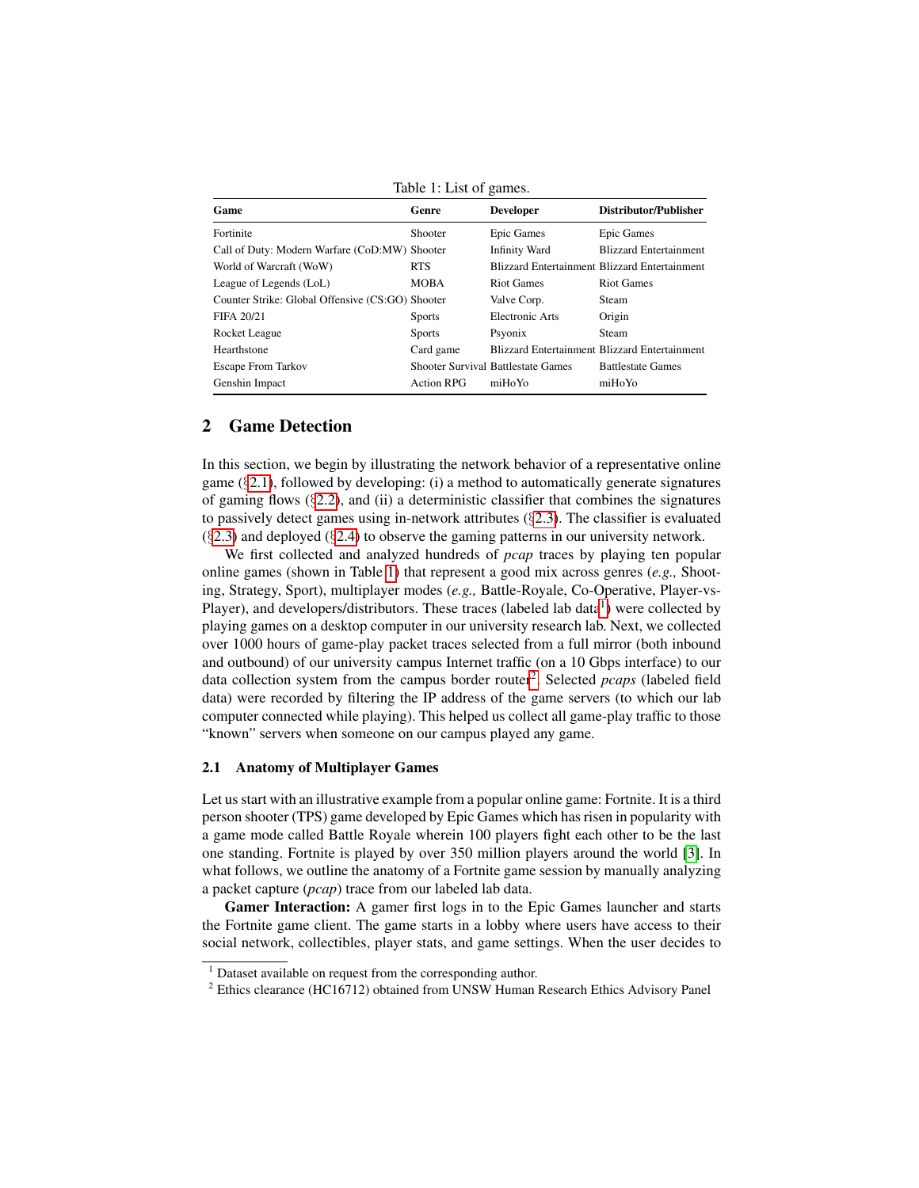Table 1: List of games.

| Game | Genre | Developer | Distributor/Publisher |
|---|---|---|---|
| Fortinite | Shooter | Epic Games | Epic Games |
| Call of Duty: Modern Warfare (CoD:MW) | Shooter | Infinity Ward | Blizzard Entertainment |
| World of Warcraft (WoW) | RTS | Blizzard Entertainment | Blizzard Entertainment |
| League of Legends (LoL) | MOBA | Riot Games | Riot Games |
| Counter Strike: Global Offensive (CS:GO) | Shooter | Valve Corp. | Steam |
| FIFA 20/21 | Sports | Electronic Arts | Origin |
| Rocket League | Sports | Psyonix | Steam |
| Hearthstone | Card game | Blizzard Entertainment | Blizzard Entertainment |
| Escape From Tarkov | Shooter Survival | Battlestate Games | Battlestate Games |
| Genshin Impact | Action RPG | miHoYo | miHoYo |

## 2 Game Detection

In this section, we begin by illustrating the network behavior of a representative online game (§2.1), followed by developing: (i) a method to automatically generate signatures of gaming flows (§2.2), and (ii) a deterministic classifier that combines the signatures to passively detect games using in-network attributes (§2.3). The classifier is evaluated (§2.3) and deployed (§2.4) to observe the gaming patterns in our university network.

We first collected and analyzed hundreds of *pcap* traces by playing ten popular online games (shown in Table 1) that represent a good mix across genres (*e.g.,* Shooting, Strategy, Sport), multiplayer modes (*e.g.,* Battle-Royale, Co-Operative, Player-vs-Player), and developers/distributors. These traces (labeled lab data[1]) were collected by playing games on a desktop computer in our university research lab. Next, we collected over 1000 hours of game-play packet traces selected from a full mirror (both inbound and outbound) of our university campus Internet traffic (on a 10 Gbps interface) to our data collection system from the campus border router[2]. Selected *pcaps* (labeled field data) were recorded by filtering the IP address of the game servers (to which our lab computer connected while playing). This helped us collect all game-play traffic to those "known" servers when someone on our campus played any game.

### 2.1 Anatomy of Multiplayer Games

Let us start with an illustrative example from a popular online game: Fortnite. It is a third person shooter (TPS) game developed by Epic Games which has risen in popularity with a game mode called Battle Royale wherein 100 players fight each other to be the last one standing. Fortnite is played by over 350 million players around the world [3]. In what follows, we outline the anatomy of a Fortnite game session by manually analyzing a packet capture (*pcap*) trace from our labeled lab data.

**Gamer Interaction:** A gamer first logs in to the Epic Games launcher and starts the Fortnite game client. The game starts in a lobby where users have access to their social network, collectibles, player stats, and game settings. When the user decides to

[1] Dataset available on request from the corresponding author.

[2] Ethics clearance (HC16712) obtained from UNSW Human Research Ethics Advisory Panel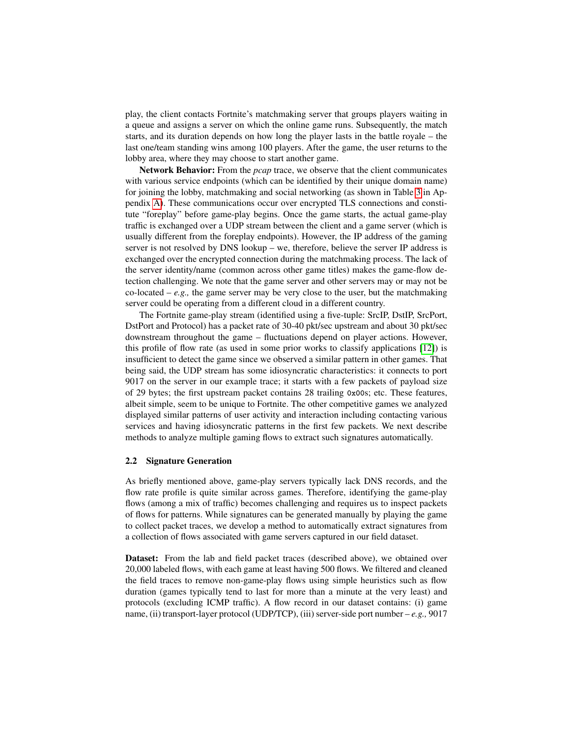play, the client contacts Fortnite's matchmaking server that groups players waiting in a queue and assigns a server on which the online game runs. Subsequently, the match starts, and its duration depends on how long the player lasts in the battle royale – the last one/team standing wins among 100 players. After the game, the user returns to the lobby area, where they may choose to start another game.

**Network Behavior:** From the *pcap* trace, we observe that the client communicates with various service endpoints (which can be identified by their unique domain name) for joining the lobby, matchmaking and social networking (as shown in Table 3 in Appendix A). These communications occur over encrypted TLS connections and constitute "foreplay" before game-play begins. Once the game starts, the actual game-play traffic is exchanged over a UDP stream between the client and a game server (which is usually different from the foreplay endpoints). However, the IP address of the gaming server is not resolved by DNS lookup – we, therefore, believe the server IP address is exchanged over the encrypted connection during the matchmaking process. The lack of the server identity/name (common across other game titles) makes the game-flow detection challenging. We note that the game server and other servers may or may not be co-located – *e.g.,* the game server may be very close to the user, but the matchmaking server could be operating from a different cloud in a different country.

The Fortnite game-play stream (identified using a five-tuple: SrcIP, DstIP, SrcPort, DstPort and Protocol) has a packet rate of 30-40 pkt/sec upstream and about 30 pkt/sec downstream throughout the game – fluctuations depend on player actions. However, this profile of flow rate (as used in some prior works to classify applications [12]) is insufficient to detect the game since we observed a similar pattern in other games. That being said, the UDP stream has some idiosyncratic characteristics: it connects to port 9017 on the server in our example trace; it starts with a few packets of payload size of 29 bytes; the first upstream packet contains 28 trailing `0x00`s; etc. These features, albeit simple, seem to be unique to Fortnite. The other competitive games we analyzed displayed similar patterns of user activity and interaction including contacting various services and having idiosyncratic patterns in the first few packets. We next describe methods to analyze multiple gaming flows to extract such signatures automatically.

### 2.2 Signature Generation

As briefly mentioned above, game-play servers typically lack DNS records, and the flow rate profile is quite similar across games. Therefore, identifying the game-play flows (among a mix of traffic) becomes challenging and requires us to inspect packets of flows for patterns. While signatures can be generated manually by playing the game to collect packet traces, we develop a method to automatically extract signatures from a collection of flows associated with game servers captured in our field dataset.

**Dataset:** From the lab and field packet traces (described above), we obtained over 20,000 labeled flows, with each game at least having 500 flows. We filtered and cleaned the field traces to remove non-game-play flows using simple heuristics such as flow duration (games typically tend to last for more than a minute at the very least) and protocols (excluding ICMP traffic). A flow record in our dataset contains: (i) game name, (ii) transport-layer protocol (UDP/TCP), (iii) server-side port number – *e.g.,* 9017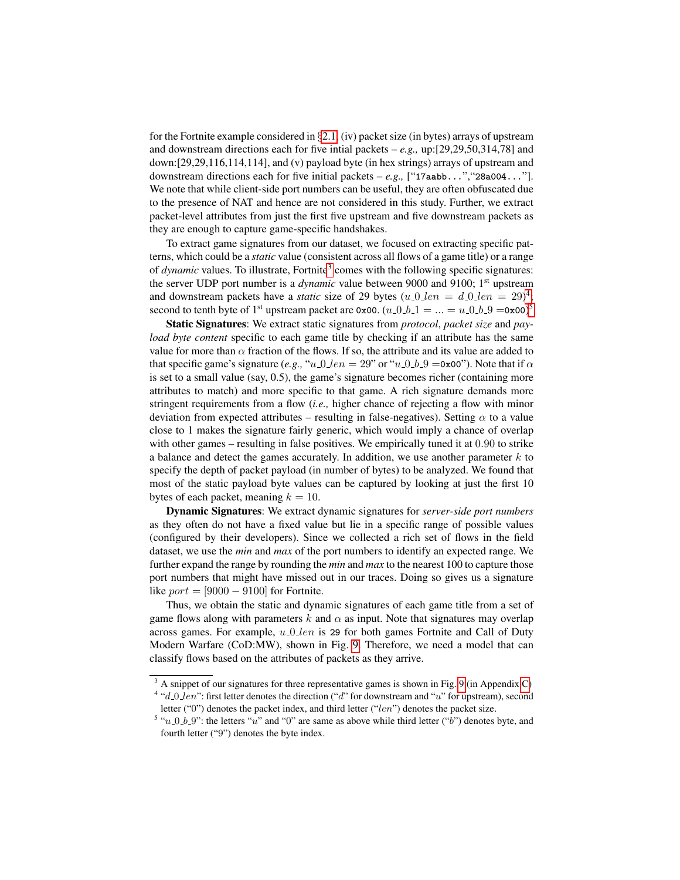for the Fortnite example considered in §2.1, (iv) packet size (in bytes) arrays of upstream and downstream directions each for five intial packets – *e.g.,* up:[29,29,50,314,78] and down:[29,29,116,114,114], and (v) payload byte (in hex strings) arrays of upstream and downstream directions each for five initial packets – *e.g.,* [“`17aabb...`”,“`28a004...`”]. We note that while client-side port numbers can be useful, they are often obfuscated due to the presence of NAT and hence are not considered in this study. Further, we extract packet-level attributes from just the first five upstream and five downstream packets as they are enough to capture game-specific handshakes.

To extract game signatures from our dataset, we focused on extracting specific patterns, which could be a *static* value (consistent across all flows of a game title) or a range of *dynamic* values. To illustrate, Fortnite[3] comes with the following specific signatures: the server UDP port number is a *dynamic* value between 9000 and 9100; 1st upstream and downstream packets have a *static* size of 29 bytes ($u\_0\_len = d\_0\_len = 29$)[4], second to tenth byte of 1st upstream packet are `0x00`. ($u\_0\_b\_1 = ... = u\_0\_b\_9 =$`0x00`)[5].

**Static Signatures**: We extract static signatures from *protocol*, *packet size* and *payload byte content* specific to each game title by checking if an attribute has the same value for more than $\alpha$ fraction of the flows. If so, the attribute and its value are added to that specific game's signature (*e.g.,* “$u\_0\_len = 29$” or “$u\_0\_b\_9 =$`0x00`”). Note that if $\alpha$ is set to a small value (say, 0.5), the game's signature becomes richer (containing more attributes to match) and more specific to that game. A rich signature demands more stringent requirements from a flow (*i.e.,* higher chance of rejecting a flow with minor deviation from expected attributes – resulting in false-negatives). Setting $\alpha$ to a value close to 1 makes the signature fairly generic, which would imply a chance of overlap with other games – resulting in false positives. We empirically tuned it at $0.90$ to strike a balance and detect the games accurately. In addition, we use another parameter $k$ to specify the depth of packet payload (in number of bytes) to be analyzed. We found that most of the static payload byte values can be captured by looking at just the first 10 bytes of each packet, meaning $k = 10$.

**Dynamic Signatures**: We extract dynamic signatures for *server-side port numbers* as they often do not have a fixed value but lie in a specific range of possible values (configured by their developers). Since we collected a rich set of flows in the field dataset, we use the *min* and *max* of the port numbers to identify an expected range. We further expand the range by rounding the *min* and *max* to the nearest 100 to capture those port numbers that might have missed out in our traces. Doing so gives us a signature like $port = [9000 - 9100]$ for Fortnite.

Thus, we obtain the static and dynamic signatures of each game title from a set of game flows along with parameters $k$ and $\alpha$ as input. Note that signatures may overlap across games. For example, $u\_0\_len$ is `29` for both games Fortnite and Call of Duty Modern Warfare (CoD:MW), shown in Fig. 9. Therefore, we need a model that can classify flows based on the attributes of packets as they arrive.

---

[3] A snippet of our signatures for three representative games is shown in Fig. 9 (in Appendix C)

[4] “$d\_0\_len$”: first letter denotes the direction (“$d$” for downstream and “$u$” for upstream), second letter (“0”) denotes the packet index, and third letter (“$len$”) denotes the packet size.

[5] “$u\_0\_b\_9$”: the letters “$u$” and “0” are same as above while third letter (“$b$”) denotes byte, and fourth letter (“9”) denotes the byte index.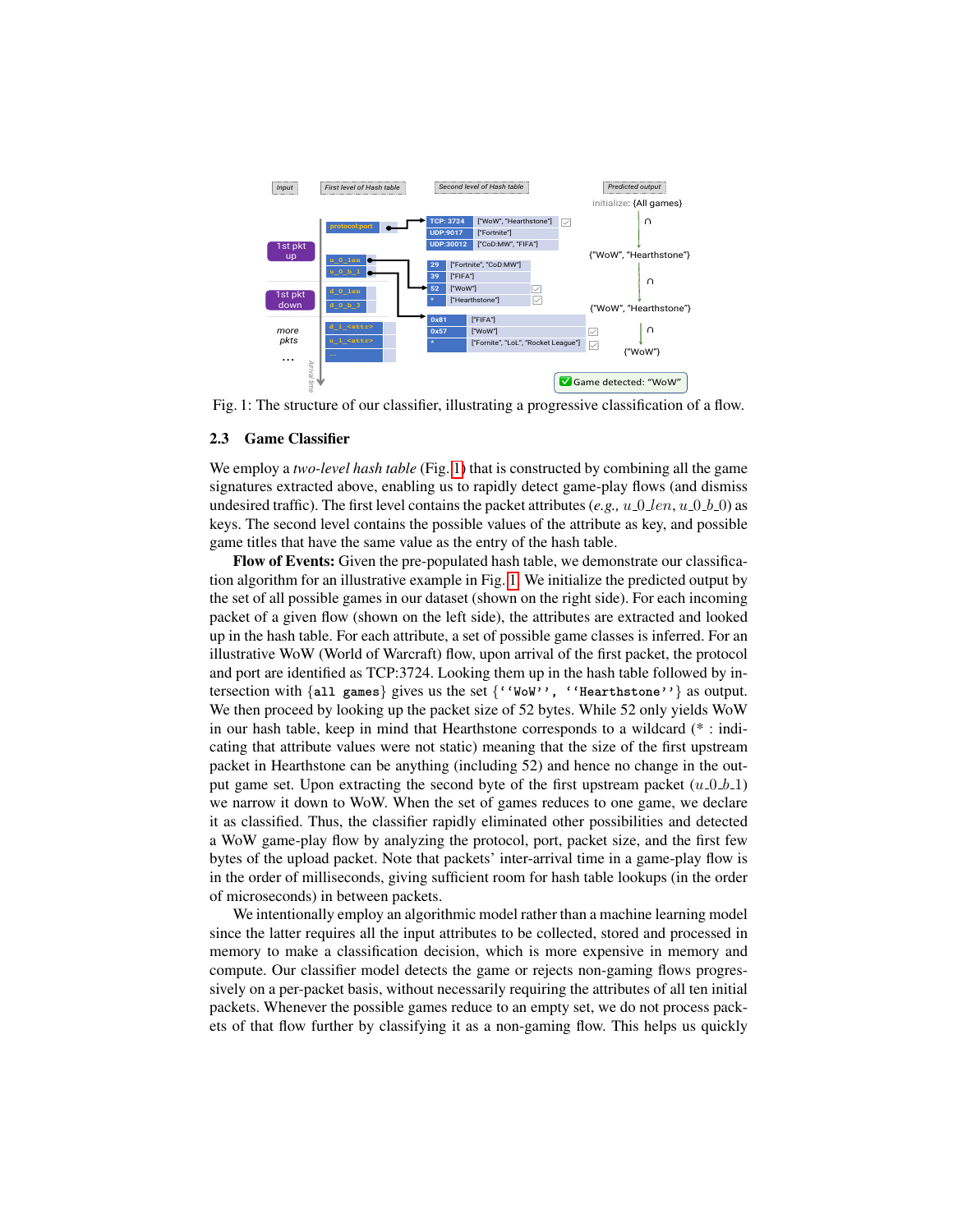Fig. 1: The structure of our classifier, illustrating a progressive classification of a flow.

### 2.3 Game Classifier

We employ a *two-level hash table* (Fig. 1) that is constructed by combining all the game signatures extracted above, enabling us to rapidly detect game-play flows (and dismiss undesired traffic). The first level contains the packet attributes (*e.g.,* $u\_0\_len$, $u\_0\_b\_0$) as keys. The second level contains the possible values of the attribute as key, and possible game titles that have the same value as the entry of the hash table.

**Flow of Events:** Given the pre-populated hash table, we demonstrate our classification algorithm for an illustrative example in Fig. 1. We initialize the predicted output by the set of all possible games in our dataset (shown on the right side). For each incoming packet of a given flow (shown on the left side), the attributes are extracted and looked up in the hash table. For each attribute, a set of possible game classes is inferred. For an illustrative WoW (World of Warcraft) flow, upon arrival of the first packet, the protocol and port are identified as TCP:3724. Looking them up in the hash table followed by intersection with {`all games`} gives us the set {`''WoW'', ''Hearthstone''`} as output. We then proceed by looking up the packet size of 52 bytes. While 52 only yields WoW in our hash table, keep in mind that Hearthstone corresponds to a wildcard (* : indicating that attribute values were not static) meaning that the size of the first upstream packet in Hearthstone can be anything (including 52) and hence no change in the output game set. Upon extracting the second byte of the first upstream packet ($u\_0\_b\_1$) we narrow it down to WoW. When the set of games reduces to one game, we declare it as classified. Thus, the classifier rapidly eliminated other possibilities and detected a WoW game-play flow by analyzing the protocol, port, packet size, and the first few bytes of the upload packet. Note that packets' inter-arrival time in a game-play flow is in the order of milliseconds, giving sufficient room for hash table lookups (in the order of microseconds) in between packets.

We intentionally employ an algorithmic model rather than a machine learning model since the latter requires all the input attributes to be collected, stored and processed in memory to make a classification decision, which is more expensive in memory and compute. Our classifier model detects the game or rejects non-gaming flows progressively on a per-packet basis, without necessarily requiring the attributes of all ten initial packets. Whenever the possible games reduce to an empty set, we do not process packets of that flow further by classifying it as a non-gaming flow. This helps us quickly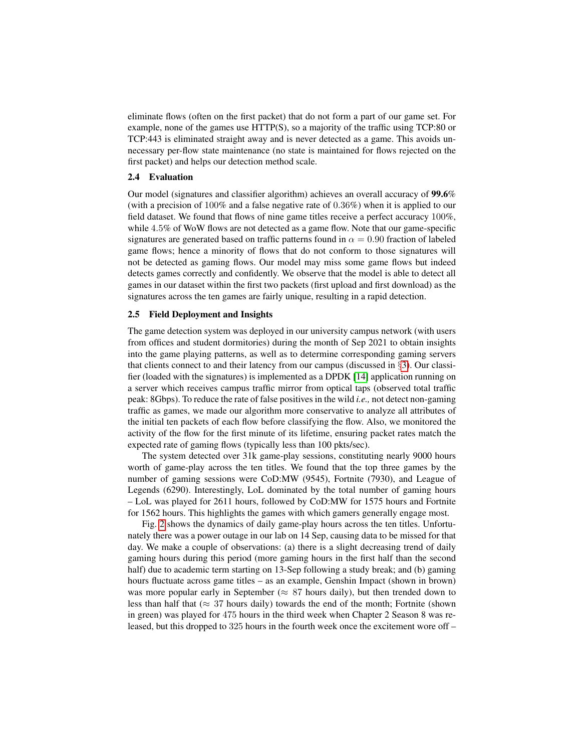eliminate flows (often on the first packet) that do not form a part of our game set. For example, none of the games use HTTP(S), so a majority of the traffic using TCP:80 or TCP:443 is eliminated straight away and is never detected as a game. This avoids unnecessary per-flow state maintenance (no state is maintained for flows rejected on the first packet) and helps our detection method scale.

### 2.4 Evaluation

Our model (signatures and classifier algorithm) achieves an overall accuracy of **99.6**% (with a precision of 100% and a false negative rate of 0.36%) when it is applied to our field dataset. We found that flows of nine game titles receive a perfect accuracy 100%, while 4.5% of WoW flows are not detected as a game flow. Note that our game-specific signatures are generated based on traffic patterns found in $\alpha = 0.90$ fraction of labeled game flows; hence a minority of flows that do not conform to those signatures will not be detected as gaming flows. Our model may miss some game flows but indeed detects games correctly and confidently. We observe that the model is able to detect all games in our dataset within the first two packets (first upload and first download) as the signatures across the ten games are fairly unique, resulting in a rapid detection.

### 2.5 Field Deployment and Insights

The game detection system was deployed in our university campus network (with users from offices and student dormitories) during the month of Sep 2021 to obtain insights into the game playing patterns, as well as to determine corresponding gaming servers that clients connect to and their latency from our campus (discussed in §3). Our classifier (loaded with the signatures) is implemented as a DPDK [14] application running on a server which receives campus traffic mirror from optical taps (observed total traffic peak: 8Gbps). To reduce the rate of false positives in the wild *i.e.,* not detect non-gaming traffic as games, we made our algorithm more conservative to analyze all attributes of the initial ten packets of each flow before classifying the flow. Also, we monitored the activity of the flow for the first minute of its lifetime, ensuring packet rates match the expected rate of gaming flows (typically less than 100 pkts/sec).

The system detected over 31k game-play sessions, constituting nearly 9000 hours worth of game-play across the ten titles. We found that the top three games by the number of gaming sessions were CoD:MW (9545), Fortnite (7930), and League of Legends (6290). Interestingly, LoL dominated by the total number of gaming hours – LoL was played for 2611 hours, followed by CoD:MW for 1575 hours and Fortnite for 1562 hours. This highlights the games with which gamers generally engage most.

Fig. 2 shows the dynamics of daily game-play hours across the ten titles. Unfortunately there was a power outage in our lab on 14 Sep, causing data to be missed for that day. We make a couple of observations: (a) there is a slight decreasing trend of daily gaming hours during this period (more gaming hours in the first half than the second half) due to academic term starting on 13-Sep following a study break; and (b) gaming hours fluctuate across game titles – as an example, Genshin Impact (shown in brown) was more popular early in September ($\approx$ 87 hours daily), but then trended down to less than half that ($\approx$ 37 hours daily) towards the end of the month; Fortnite (shown in green) was played for 475 hours in the third week when Chapter 2 Season 8 was released, but this dropped to 325 hours in the fourth week once the excitement wore off –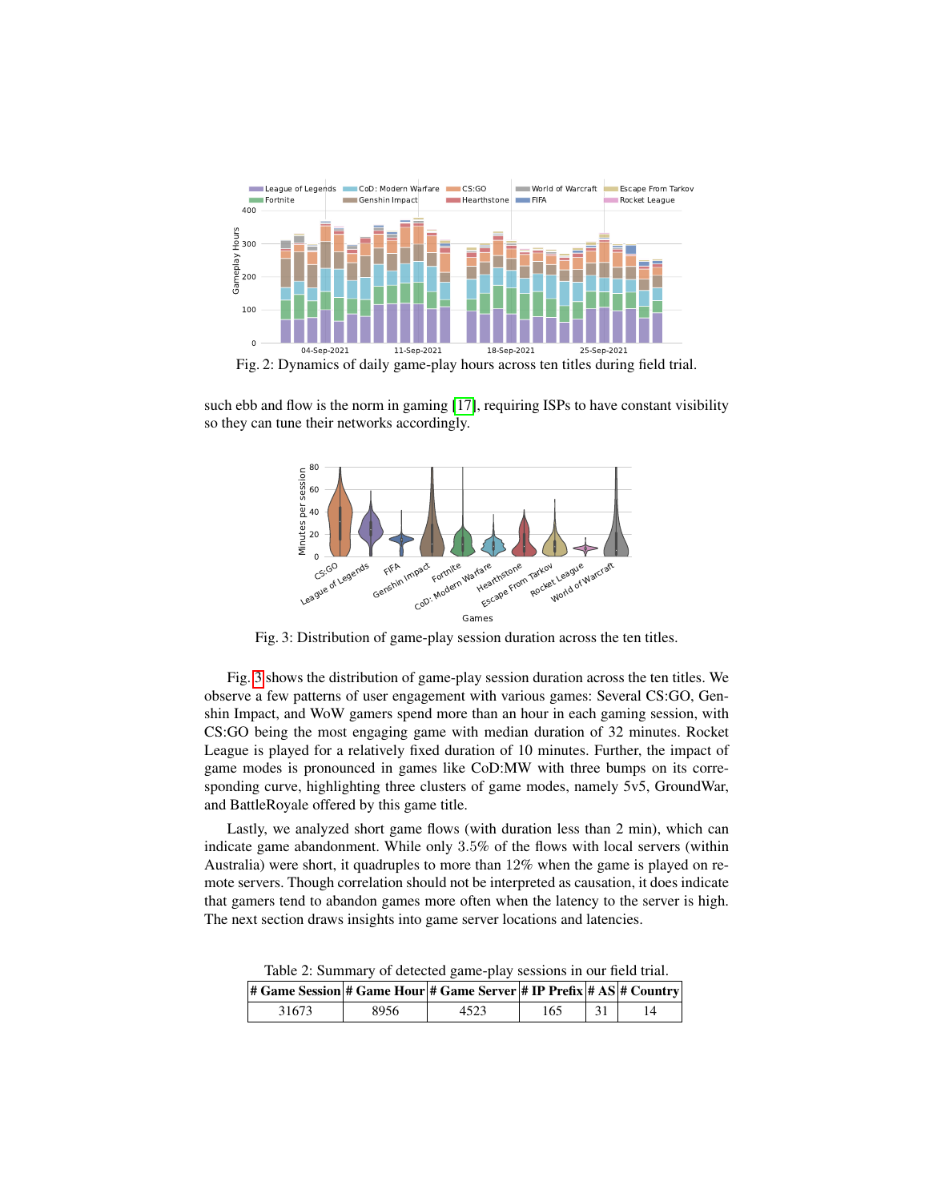Fig. 2: Dynamics of daily game-play hours across ten titles during field trial.

such ebb and flow is the norm in gaming [17], requiring ISPs to have constant visibility so they can tune their networks accordingly.

Fig. 3: Distribution of game-play session duration across the ten titles.

Fig. 3 shows the distribution of game-play session duration across the ten titles. We observe a few patterns of user engagement with various games: Several CS:GO, Genshin Impact, and WoW gamers spend more than an hour in each gaming session, with CS:GO being the most engaging game with median duration of 32 minutes. Rocket League is played for a relatively fixed duration of 10 minutes. Further, the impact of game modes is pronounced in games like CoD:MW with three bumps on its corresponding curve, highlighting three clusters of game modes, namely 5v5, GroundWar, and BattleRoyale offered by this game title.

Lastly, we analyzed short game flows (with duration less than 2 min), which can indicate game abandonment. While only 3.5% of the flows with local servers (within Australia) were short, it quadruples to more than 12% when the game is played on remote servers. Though correlation should not be interpreted as causation, it does indicate that gamers tend to abandon games more often when the latency to the server is high. The next section draws insights into game server locations and latencies.

Table 2: Summary of detected game-play sessions in our field trial.

| # Game Session | # Game Hour | # Game Server | # IP Prefix | # AS | # Country |
|---|---|---|---|---|---|
| 31673 | 8956 | 4523 | 165 | 31 | 14 |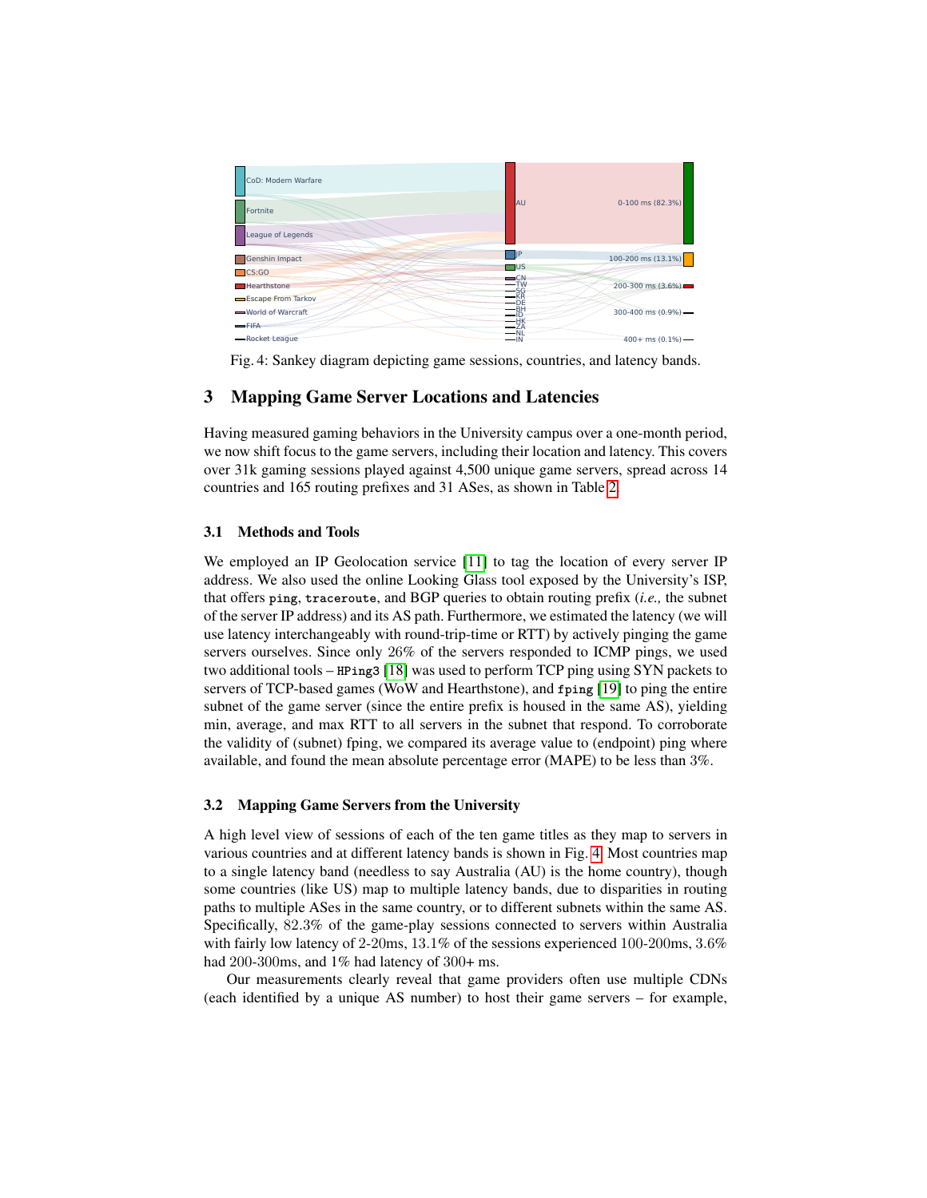Fig. 4: Sankey diagram depicting game sessions, countries, and latency bands.

## 3 Mapping Game Server Locations and Latencies

Having measured gaming behaviors in the University campus over a one-month period, we now shift focus to the game servers, including their location and latency. This covers over 31k gaming sessions played against 4,500 unique game servers, spread across 14 countries and 165 routing prefixes and 31 ASes, as shown in Table 2.

### 3.1 Methods and Tools

We employed an IP Geolocation service [11] to tag the location of every server IP address. We also used the online Looking Glass tool exposed by the University's ISP, that offers `ping`, `traceroute`, and BGP queries to obtain routing prefix (*i.e.,* the subnet of the server IP address) and its AS path. Furthermore, we estimated the latency (we will use latency interchangeably with round-trip-time or RTT) by actively pinging the game servers ourselves. Since only 26% of the servers responded to ICMP pings, we used two additional tools – `HPing3` [18] was used to perform TCP ping using SYN packets to servers of TCP-based games (WoW and Hearthstone), and `fping` [19] to ping the entire subnet of the game server (since the entire prefix is housed in the same AS), yielding min, average, and max RTT to all servers in the subnet that respond. To corroborate the validity of (subnet) fping, we compared its average value to (endpoint) ping where available, and found the mean absolute percentage error (MAPE) to be less than 3%.

### 3.2 Mapping Game Servers from the University

A high level view of sessions of each of the ten game titles as they map to servers in various countries and at different latency bands is shown in Fig. 4. Most countries map to a single latency band (needless to say Australia (AU) is the home country), though some countries (like US) map to multiple latency bands, due to disparities in routing paths to multiple ASes in the same country, or to different subnets within the same AS. Specifically, 82.3% of the game-play sessions connected to servers within Australia with fairly low latency of 2-20ms, 13.1% of the sessions experienced 100-200ms, 3.6% had 200-300ms, and 1% had latency of 300+ ms.

Our measurements clearly reveal that game providers often use multiple CDNs (each identified by a unique AS number) to host their game servers – for example,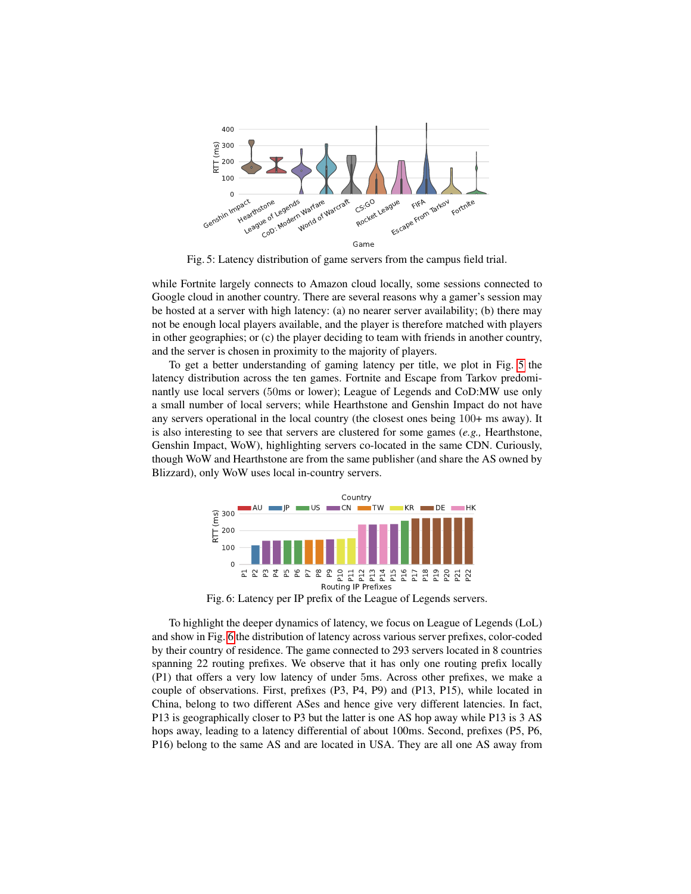Fig. 5: Latency distribution of game servers from the campus field trial.

while Fortnite largely connects to Amazon cloud locally, some sessions connected to Google cloud in another country. There are several reasons why a gamer's session may be hosted at a server with high latency: (a) no nearer server availability; (b) there may not be enough local players available, and the player is therefore matched with players in other geographies; or (c) the player deciding to team with friends in another country, and the server is chosen in proximity to the majority of players.

To get a better understanding of gaming latency per title, we plot in Fig. 5 the latency distribution across the ten games. Fortnite and Escape from Tarkov predominantly use local servers (50ms or lower); League of Legends and CoD:MW use only a small number of local servers; while Hearthstone and Genshin Impact do not have any servers operational in the local country (the closest ones being 100+ ms away). It is also interesting to see that servers are clustered for some games (*e.g.,* Hearthstone, Genshin Impact, WoW), highlighting servers co-located in the same CDN. Curiously, though WoW and Hearthstone are from the same publisher (and share the AS owned by Blizzard), only WoW uses local in-country servers.

Fig. 6: Latency per IP prefix of the League of Legends servers.

To highlight the deeper dynamics of latency, we focus on League of Legends (LoL) and show in Fig. 6 the distribution of latency across various server prefixes, color-coded by their country of residence. The game connected to 293 servers located in 8 countries spanning 22 routing prefixes. We observe that it has only one routing prefix locally (P1) that offers a very low latency of under 5ms. Across other prefixes, we make a couple of observations. First, prefixes (P3, P4, P9) and (P13, P15), while located in China, belong to two different ASes and hence give very different latencies. In fact, P13 is geographically closer to P3 but the latter is one AS hop away while P13 is 3 AS hops away, leading to a latency differential of about 100ms. Second, prefixes (P5, P6, P16) belong to the same AS and are located in USA. They are all one AS away from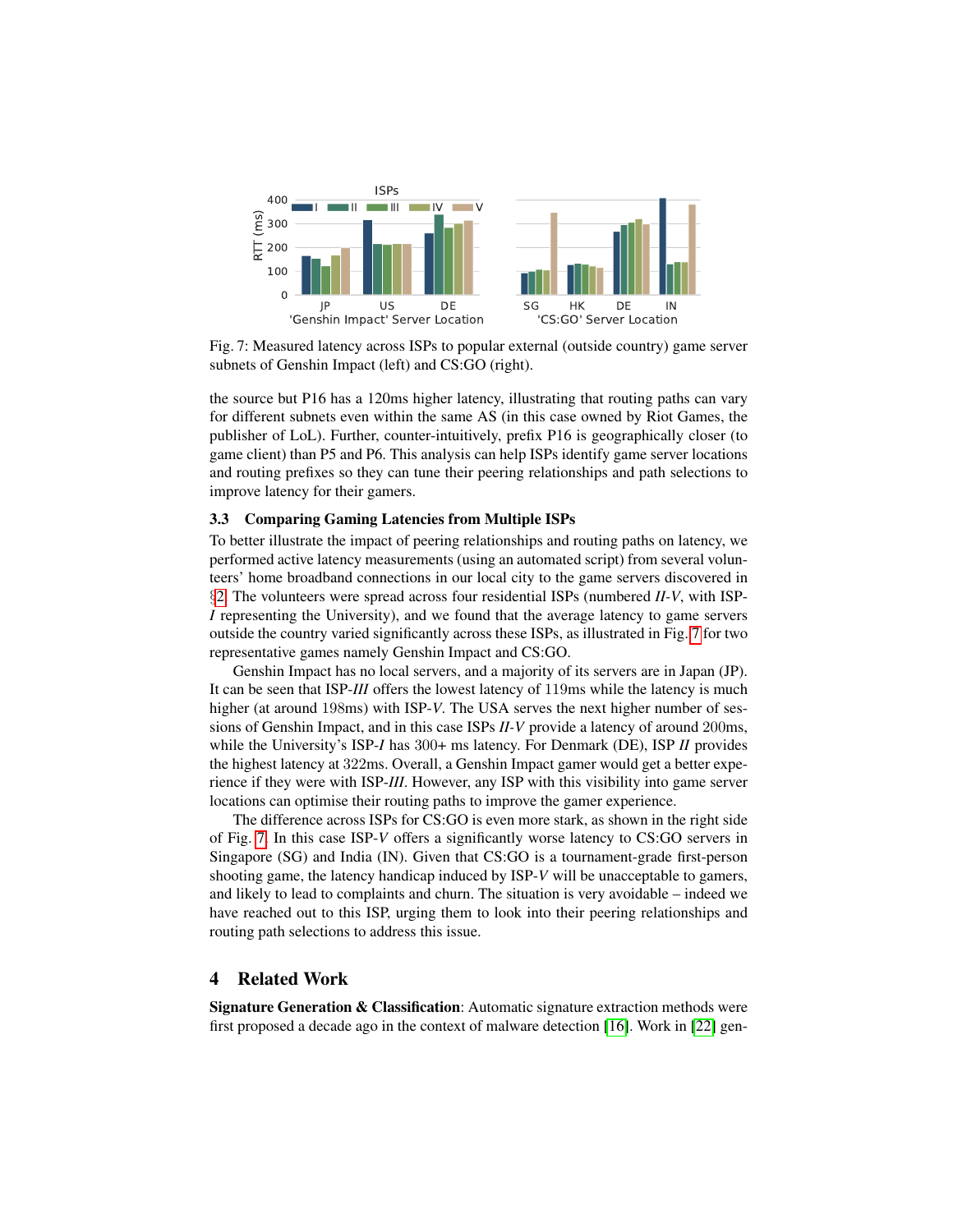Fig. 7: Measured latency across ISPs to popular external (outside country) game server subnets of Genshin Impact (left) and CS:GO (right).

the source but P16 has a 120ms higher latency, illustrating that routing paths can vary for different subnets even within the same AS (in this case owned by Riot Games, the publisher of LoL). Further, counter-intuitively, prefix P16 is geographically closer (to game client) than P5 and P6. This analysis can help ISPs identify game server locations and routing prefixes so they can tune their peering relationships and path selections to improve latency for their gamers.

### 3.3 Comparing Gaming Latencies from Multiple ISPs

To better illustrate the impact of peering relationships and routing paths on latency, we performed active latency measurements (using an automated script) from several volunteers' home broadband connections in our local city to the game servers discovered in §2. The volunteers were spread across four residential ISPs (numbered *II*-*V*, with ISP-*I* representing the University), and we found that the average latency to game servers outside the country varied significantly across these ISPs, as illustrated in Fig. 7 for two representative games namely Genshin Impact and CS:GO.

Genshin Impact has no local servers, and a majority of its servers are in Japan (JP). It can be seen that ISP-*III* offers the lowest latency of 119ms while the latency is much higher (at around 198ms) with ISP-*V*. The USA serves the next higher number of sessions of Genshin Impact, and in this case ISPs *II*-*V* provide a latency of around 200ms, while the University's ISP-*I* has 300+ ms latency. For Denmark (DE), ISP *II* provides the highest latency at 322ms. Overall, a Genshin Impact gamer would get a better experience if they were with ISP-*III*. However, any ISP with this visibility into game server locations can optimise their routing paths to improve the gamer experience.

The difference across ISPs for CS:GO is even more stark, as shown in the right side of Fig. 7. In this case ISP-*V* offers a significantly worse latency to CS:GO servers in Singapore (SG) and India (IN). Given that CS:GO is a tournament-grade first-person shooting game, the latency handicap induced by ISP-*V* will be unacceptable to gamers, and likely to lead to complaints and churn. The situation is very avoidable – indeed we have reached out to this ISP, urging them to look into their peering relationships and routing path selections to address this issue.

## 4 Related Work

**Signature Generation & Classification**: Automatic signature extraction methods were first proposed a decade ago in the context of malware detection [16]. Work in [22] gen-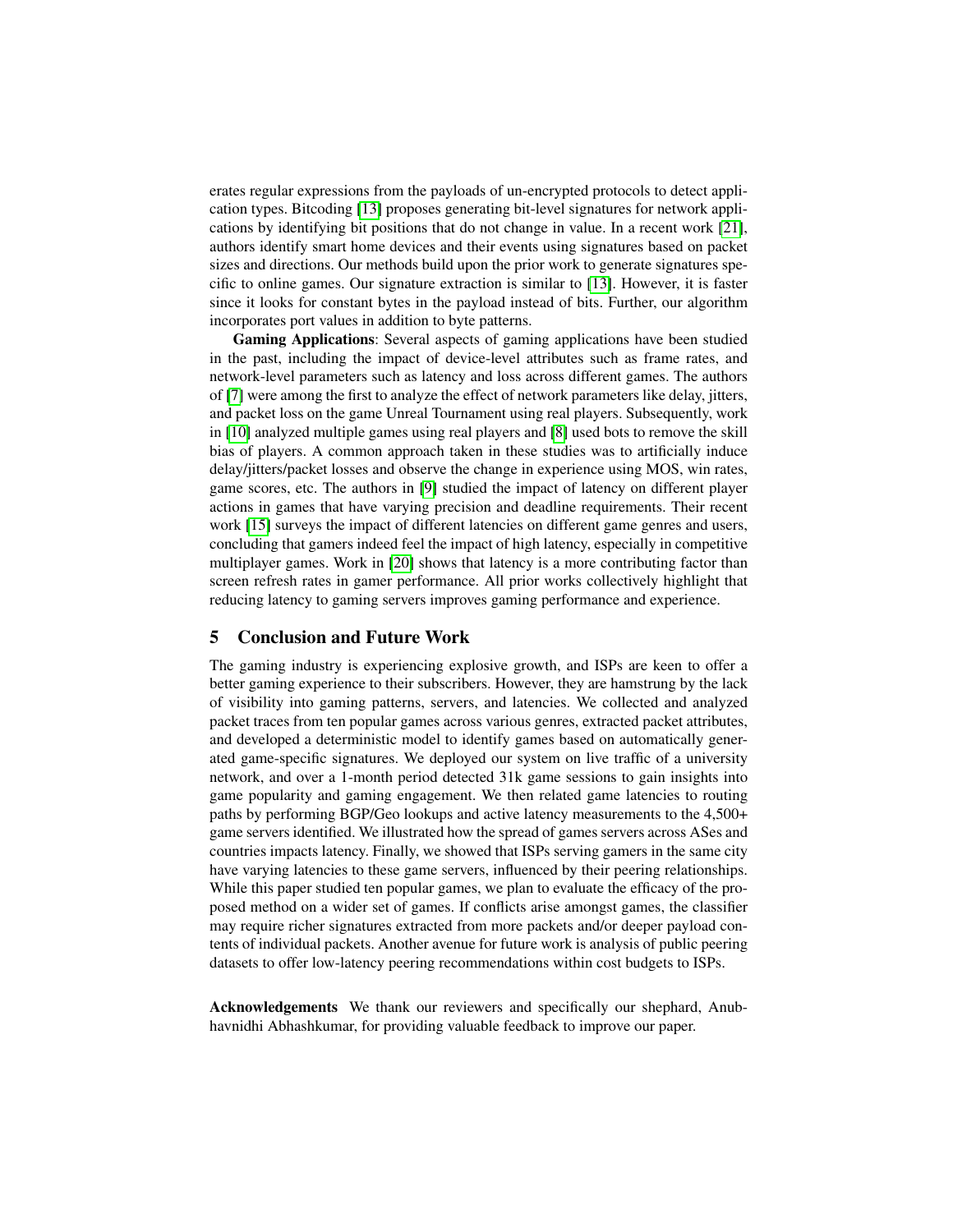erates regular expressions from the payloads of un-encrypted protocols to detect application types. Bitcoding [13] proposes generating bit-level signatures for network applications by identifying bit positions that do not change in value. In a recent work [21], authors identify smart home devices and their events using signatures based on packet sizes and directions. Our methods build upon the prior work to generate signatures specific to online games. Our signature extraction is similar to [13]. However, it is faster since it looks for constant bytes in the payload instead of bits. Further, our algorithm incorporates port values in addition to byte patterns.

**Gaming Applications**: Several aspects of gaming applications have been studied in the past, including the impact of device-level attributes such as frame rates, and network-level parameters such as latency and loss across different games. The authors of [7] were among the first to analyze the effect of network parameters like delay, jitters, and packet loss on the game Unreal Tournament using real players. Subsequently, work in [10] analyzed multiple games using real players and [8] used bots to remove the skill bias of players. A common approach taken in these studies was to artificially induce delay/jitters/packet losses and observe the change in experience using MOS, win rates, game scores, etc. The authors in [9] studied the impact of latency on different player actions in games that have varying precision and deadline requirements. Their recent work [15] surveys the impact of different latencies on different game genres and users, concluding that gamers indeed feel the impact of high latency, especially in competitive multiplayer games. Work in [20] shows that latency is a more contributing factor than screen refresh rates in gamer performance. All prior works collectively highlight that reducing latency to gaming servers improves gaming performance and experience.

## 5 Conclusion and Future Work

The gaming industry is experiencing explosive growth, and ISPs are keen to offer a better gaming experience to their subscribers. However, they are hamstrung by the lack of visibility into gaming patterns, servers, and latencies. We collected and analyzed packet traces from ten popular games across various genres, extracted packet attributes, and developed a deterministic model to identify games based on automatically generated game-specific signatures. We deployed our system on live traffic of a university network, and over a 1-month period detected 31k game sessions to gain insights into game popularity and gaming engagement. We then related game latencies to routing paths by performing BGP/Geo lookups and active latency measurements to the 4,500+ game servers identified. We illustrated how the spread of games servers across ASes and countries impacts latency. Finally, we showed that ISPs serving gamers in the same city have varying latencies to these game servers, influenced by their peering relationships. While this paper studied ten popular games, we plan to evaluate the efficacy of the proposed method on a wider set of games. If conflicts arise amongst games, the classifier may require richer signatures extracted from more packets and/or deeper payload contents of individual packets. Another avenue for future work is analysis of public peering datasets to offer low-latency peering recommendations within cost budgets to ISPs.

**Acknowledgements** We thank our reviewers and specifically our shephard, Anubhavnidhi Abhashkumar, for providing valuable feedback to improve our paper.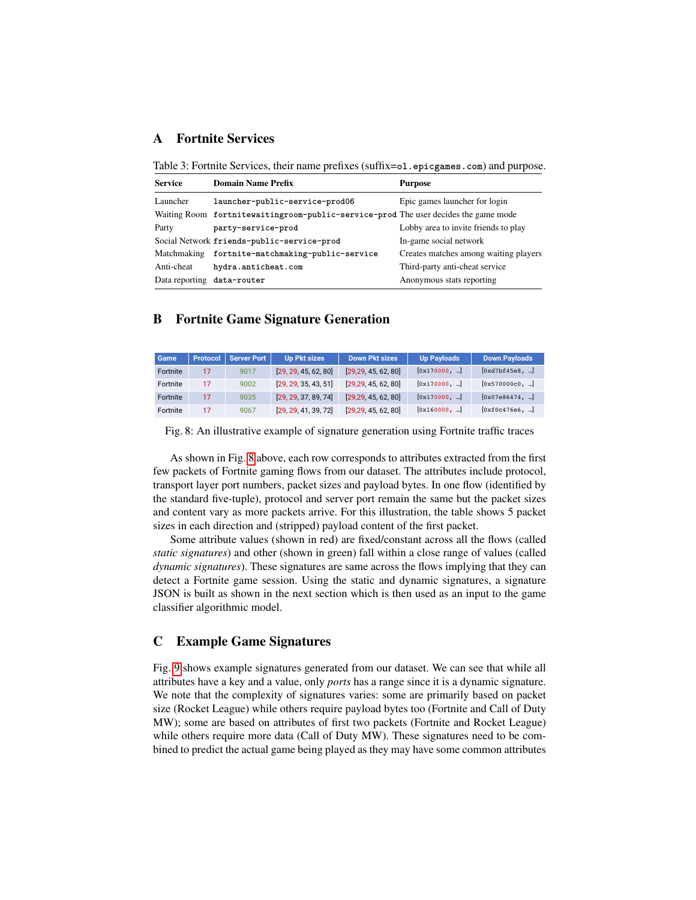## A Fortnite Services

Table 3: Fortnite Services, their name prefixes (suffix=`ol.epicgames.com`) and purpose.

| Service | Domain Name Prefix | Purpose |
|---|---|---|
| Launcher | `launcher-public-service-prod06` | Epic games launcher for login |
| Waiting Room | `fortnitewaitingroom-public-service-prod` | The user decides the game mode |
| Party | `party-service-prod` | Lobby area to invite friends to play |
| Social Network | `friends-public-service-prod` | In-game social network |
| Matchmaking | `fortnite-matchmaking-public-service` | Creates matches among waiting players |
| Anti-cheat | `hydra.anticheat.com` | Third-party anti-cheat service |
| Data reporting | `data-router` | Anonymous stats reporting |

## B Fortnite Game Signature Generation

| Game | Protocol | Server Port | Up Pkt sizes | Down Pkt sizes | Up Payloads | Down Payloads |
|---|---|---|---|---|---|---|
| Fortnite | 17 | 9017 | [29, 29, 45, 62, 80] | [29,29, 45, 62, 80] | [0x170000, ...] | [0xd7bf45e8, ...] |
| Fortnite | 17 | 9002 | [29, 29, 35, 43, 51] | [29,29, 45, 62, 80] | [0x170000, ...] | [0x570000c0, ...] |
| Fortnite | 17 | 9035 | [29, 29, 37, 89, 74] | [29,29, 45, 62, 80] | [0x170000, ...] | [0x07e86474, ...] |
| Fortnite | 17 | 9067 | [29, 29, 41, 39, 72] | [29,29, 45, 62, 80] | [0x160000, ...] | [0xf0c476e6, ...] |

Fig. 8: An illustrative example of signature generation using Fortnite traffic traces

As shown in Fig. 8 above, each row corresponds to attributes extracted from the first few packets of Fortnite gaming flows from our dataset. The attributes include protocol, transport layer port numbers, packet sizes and payload bytes. In one flow (identified by the standard five-tuple), protocol and server port remain the same but the packet sizes and content vary as more packets arrive. For this illustration, the table shows 5 packet sizes in each direction and (stripped) payload content of the first packet.

Some attribute values (shown in red) are fixed/constant across all the flows (called *static signatures*) and other (shown in green) fall within a close range of values (called *dynamic signatures*). These signatures are same across the flows implying that they can detect a Fortnite game session. Using the static and dynamic signatures, a signature JSON is built as shown in the next section which is then used as an input to the game classifier algorithmic model.

## C Example Game Signatures

Fig. 9 shows example signatures generated from our dataset. We can see that while all attributes have a key and a value, only *ports* has a range since it is a dynamic signature. We note that the complexity of signatures varies: some are primarily based on packet size (Rocket League) while others require payload bytes too (Fortnite and Call of Duty MW); some are based on attributes of first two packets (Fortnite and Rocket League) while others require more data (Call of Duty MW). These signatures need to be combined to predict the actual game being played as they may have some common attributes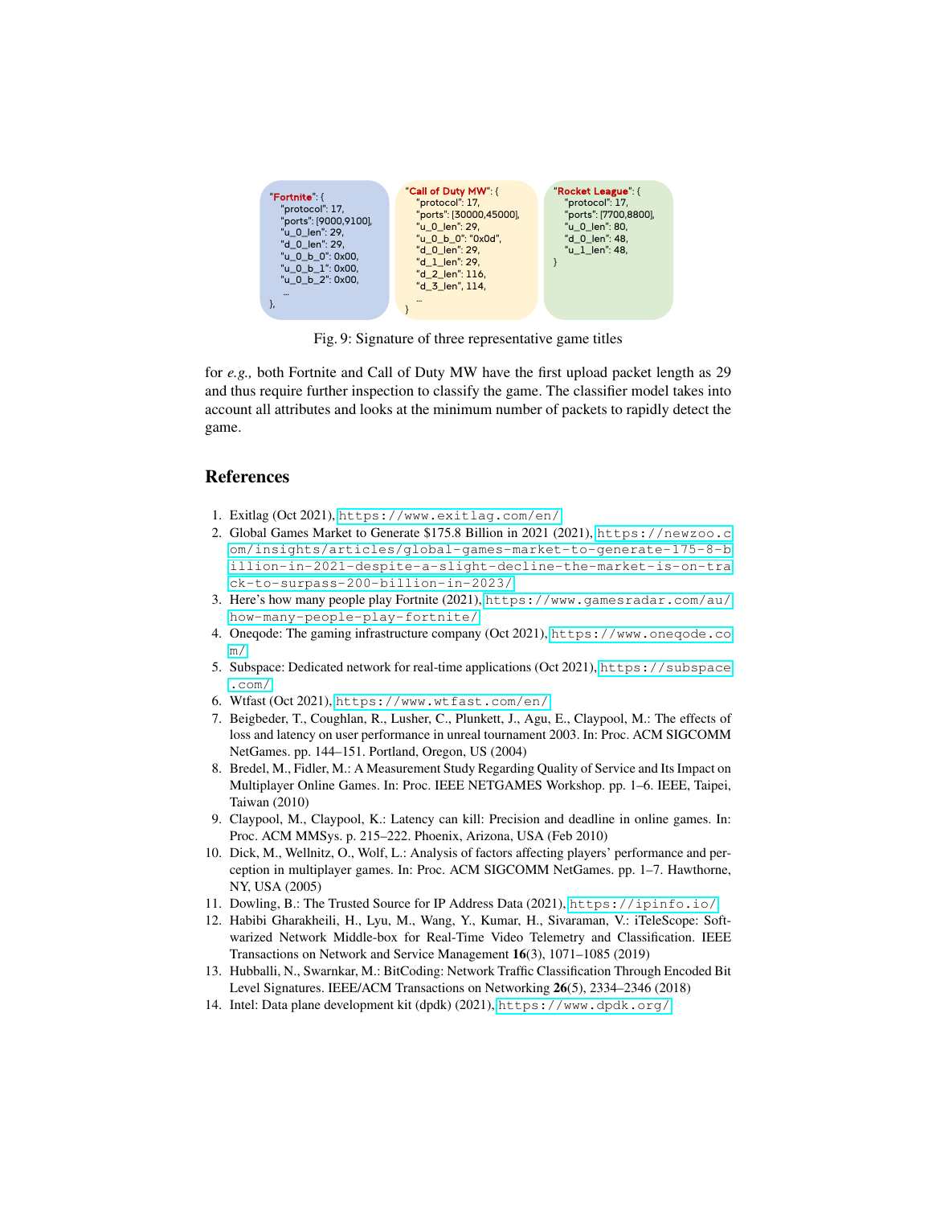```
"Fortnite": {
    "protocol": 17,
    "ports": [9000,9100],
    "u_0_len": 29,
    "d_0_len": 29,
    "u_0_b_0": 0x00,
    "u_0_b_1": 0x00,
    "u_0_b_2": 0x00,
    ...
},
```

```
"Call of Duty MW": {
    "protocol": 17,
    "ports": [30000,45000],
    "u_0_len": 29,
    "u_0_b_0": "0x0d",
    "d_0_len": 29,
    "d_1_len": 29,
    "d_2_len": 116,
    "d_3_len", 114,
    ...
}
```

```
"Rocket League": {
    "protocol": 17,
    "ports": [7700,8800],
    "u_0_len": 80,
    "d_0_len": 48,
    "u_1_len": 48,
}
```

Fig. 9: Signature of three representative game titles

for *e.g.,* both Fortnite and Call of Duty MW have the first upload packet length as 29 and thus require further inspection to classify the game. The classifier model takes into account all attributes and looks at the minimum number of packets to rapidly detect the game.

## References

1. Exitlag (Oct 2021), https://www.exitlag.com/en/
2. Global Games Market to Generate $175.8 Billion in 2021 (2021), https://newzoo.com/insights/articles/global-games-market-to-generate-175-8-billion-in-2021-despite-a-slight-decline-the-market-is-on-track-to-surpass-200-billion-in-2023/
3. Here's how many people play Fortnite (2021), https://www.gamesradar.com/au/how-many-people-play-fortnite/
4. Oneqode: The gaming infrastructure company (Oct 2021), https://www.oneqode.com/
5. Subspace: Dedicated network for real-time applications (Oct 2021), https://subspace.com/
6. Wtfast (Oct 2021), https://www.wtfast.com/en/
7. Beigbeder, T., Coughlan, R., Lusher, C., Plunkett, J., Agu, E., Claypool, M.: The effects of loss and latency on user performance in unreal tournament 2003. In: Proc. ACM SIGCOMM NetGames. pp. 144–151. Portland, Oregon, US (2004)
8. Bredel, M., Fidler, M.: A Measurement Study Regarding Quality of Service and Its Impact on Multiplayer Online Games. In: Proc. IEEE NETGAMES Workshop. pp. 1–6. IEEE, Taipei, Taiwan (2010)
9. Claypool, M., Claypool, K.: Latency can kill: Precision and deadline in online games. In: Proc. ACM MMSys. p. 215–222. Phoenix, Arizona, USA (Feb 2010)
10. Dick, M., Wellnitz, O., Wolf, L.: Analysis of factors affecting players' performance and perception in multiplayer games. In: Proc. ACM SIGCOMM NetGames. pp. 1–7. Hawthorne, NY, USA (2005)
11. Dowling, B.: The Trusted Source for IP Address Data (2021), https://ipinfo.io/
12. Habibi Gharakheili, H., Lyu, M., Wang, Y., Kumar, H., Sivaraman, V.: iTeleScope: Softwarized Network Middle-box for Real-Time Video Telemetry and Classification. IEEE Transactions on Network and Service Management **16**(3), 1071–1085 (2019)
13. Hubballi, N., Swarnkar, M.: BitCoding: Network Traffic Classification Through Encoded Bit Level Signatures. IEEE/ACM Transactions on Networking **26**(5), 2334–2346 (2018)
14. Intel: Data plane development kit (dpdk) (2021), https://www.dpdk.org/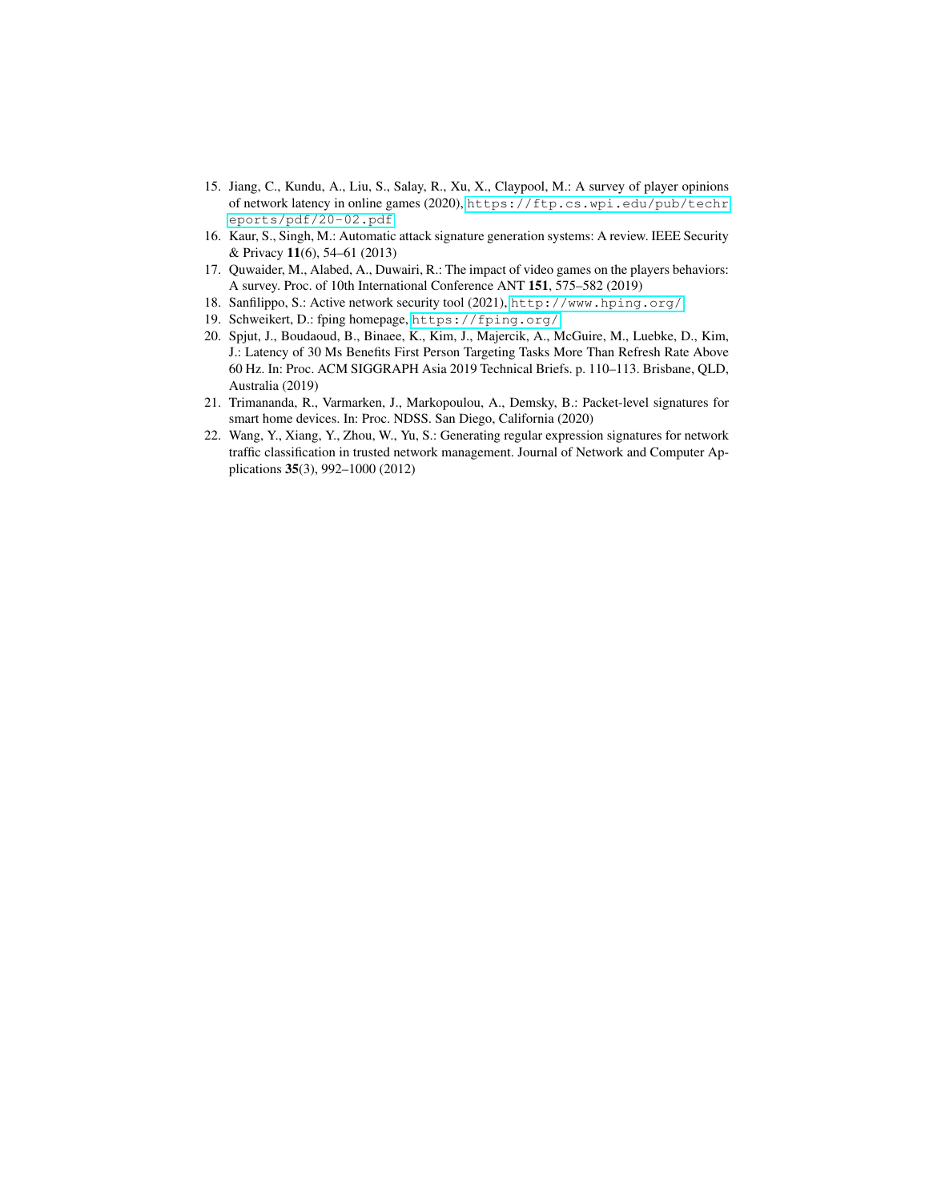15. Jiang, C., Kundu, A., Liu, S., Salay, R., Xu, X., Claypool, M.: A survey of player opinions of network latency in online games (2020), https://ftp.cs.wpi.edu/pub/techreports/pdf/20-02.pdf
16. Kaur, S., Singh, M.: Automatic attack signature generation systems: A review. IEEE Security & Privacy **11**(6), 54–61 (2013)
17. Quwaider, M., Alabed, A., Duwairi, R.: The impact of video games on the players behaviors: A survey. Proc. of 10th International Conference ANT **151**, 575–582 (2019)
18. Sanfilippo, S.: Active network security tool (2021), http://www.hping.org/
19. Schweikert, D.: fping homepage, https://fping.org/
20. Spjut, J., Boudaoud, B., Binaee, K., Kim, J., Majercik, A., McGuire, M., Luebke, D., Kim, J.: Latency of 30 Ms Benefits First Person Targeting Tasks More Than Refresh Rate Above 60 Hz. In: Proc. ACM SIGGRAPH Asia 2019 Technical Briefs. p. 110–113. Brisbane, QLD, Australia (2019)
21. Trimananda, R., Varmarken, J., Markopoulou, A., Demsky, B.: Packet-level signatures for smart home devices. In: Proc. NDSS. San Diego, California (2020)
22. Wang, Y., Xiang, Y., Zhou, W., Yu, S.: Generating regular expression signatures for network traffic classification in trusted network management. Journal of Network and Computer Applications **35**(3), 992–1000 (2012)